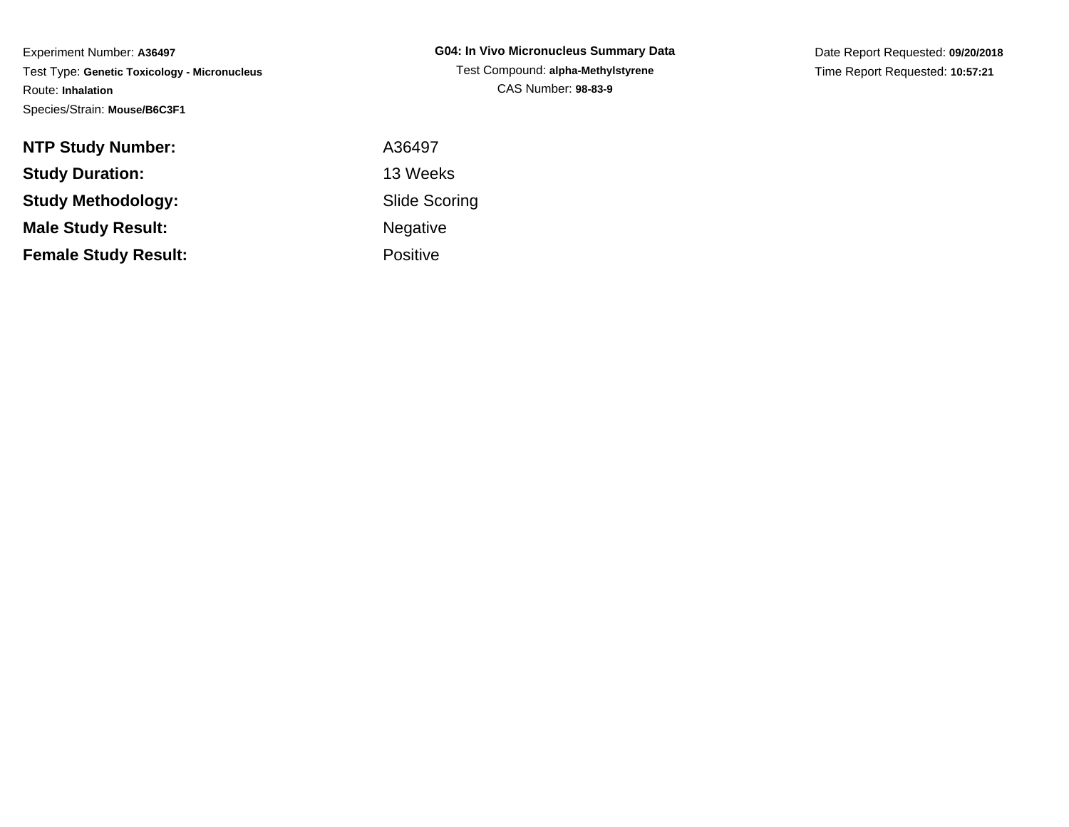Experiment Number: **A36497**
Test Type: **Genetic Toxicology - Micronucleus**
Route: **Inhalation**
Species/Strain: **Mouse/B6C3F1**

**G04: In Vivo Micronucleus Summary Data**
Test Compound: **alpha-Methylstyrene**
CAS Number: **98-83-9**

Date Report Requested: **09/20/2018**
Time Report Requested: **10:57:21**

| | |
|---|---|
| **NTP Study Number:** | A36497 |
| **Study Duration:** | 13 Weeks |
| **Study Methodology:** | Slide Scoring |
| **Male Study Result:** | Negative |
| **Female Study Result:** | Positive |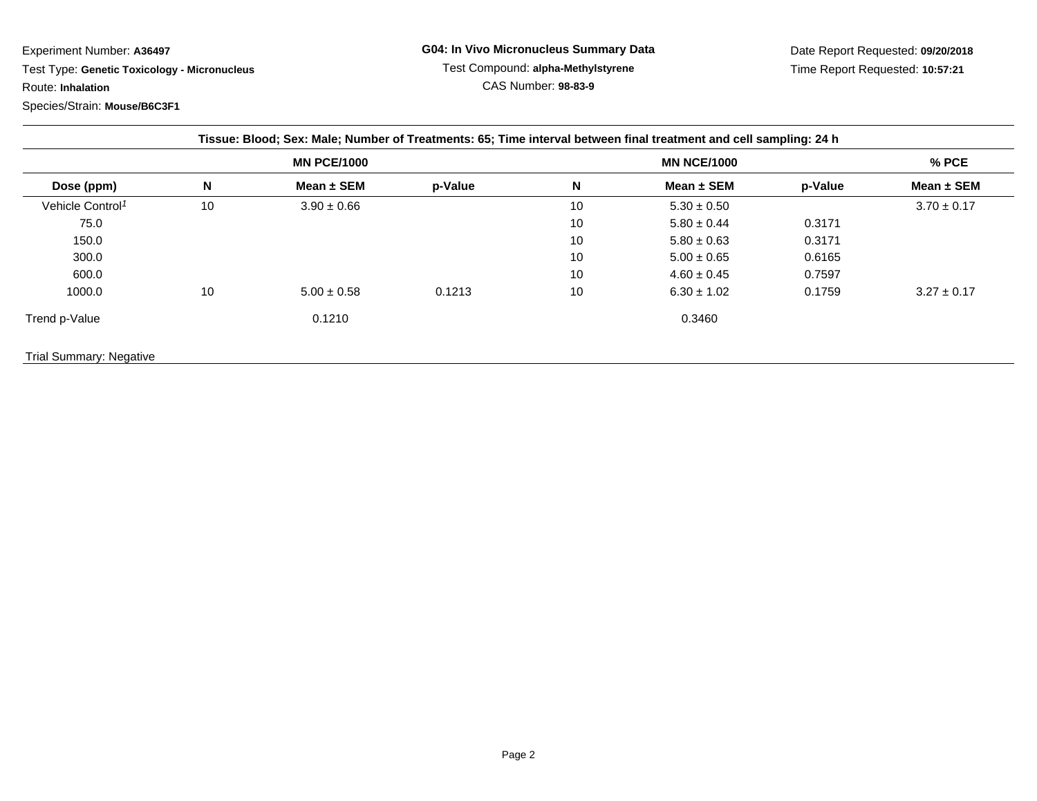Experiment Number: **A36497**

Test Type: **Genetic Toxicology - Micronucleus**

Route: **Inhalation**

Species/Strain: **Mouse/B6C3F1**

**G04: In Vivo Micronucleus Summary Data**

Test Compound: **alpha-Methylstyrene**

CAS Number: **98-83-9**

Date Report Requested: **09/20/2018**

Time Report Requested: **10:57:21**

**Tissue: Blood; Sex: Male; Number of Treatments: 65; Time interval between final treatment and cell sampling: 24 h**

| | MN PCE/1000 | | | MN NCE/1000 | | | % PCE |
|---|---|---|---|---|---|---|---|
| **Dose (ppm)** | **N** | **Mean ± SEM** | **p-Value** | **N** | **Mean ± SEM** | **p-Value** | **Mean ± SEM** |
| Vehicle Control[1] | 10 | 3.90 ± 0.66 | | 10 | 5.30 ± 0.50 | | 3.70 ± 0.17 |
| 75.0 | | | | 10 | 5.80 ± 0.44 | 0.3171 | |
| 150.0 | | | | 10 | 5.80 ± 0.63 | 0.3171 | |
| 300.0 | | | | 10 | 5.00 ± 0.65 | 0.6165 | |
| 600.0 | | | | 10 | 4.60 ± 0.45 | 0.7597 | |
| 1000.0 | 10 | 5.00 ± 0.58 | 0.1213 | 10 | 6.30 ± 1.02 | 0.1759 | 3.27 ± 0.17 |
| Trend p-Value | | 0.1210 | | | 0.3460 | | |

Trial Summary: Negative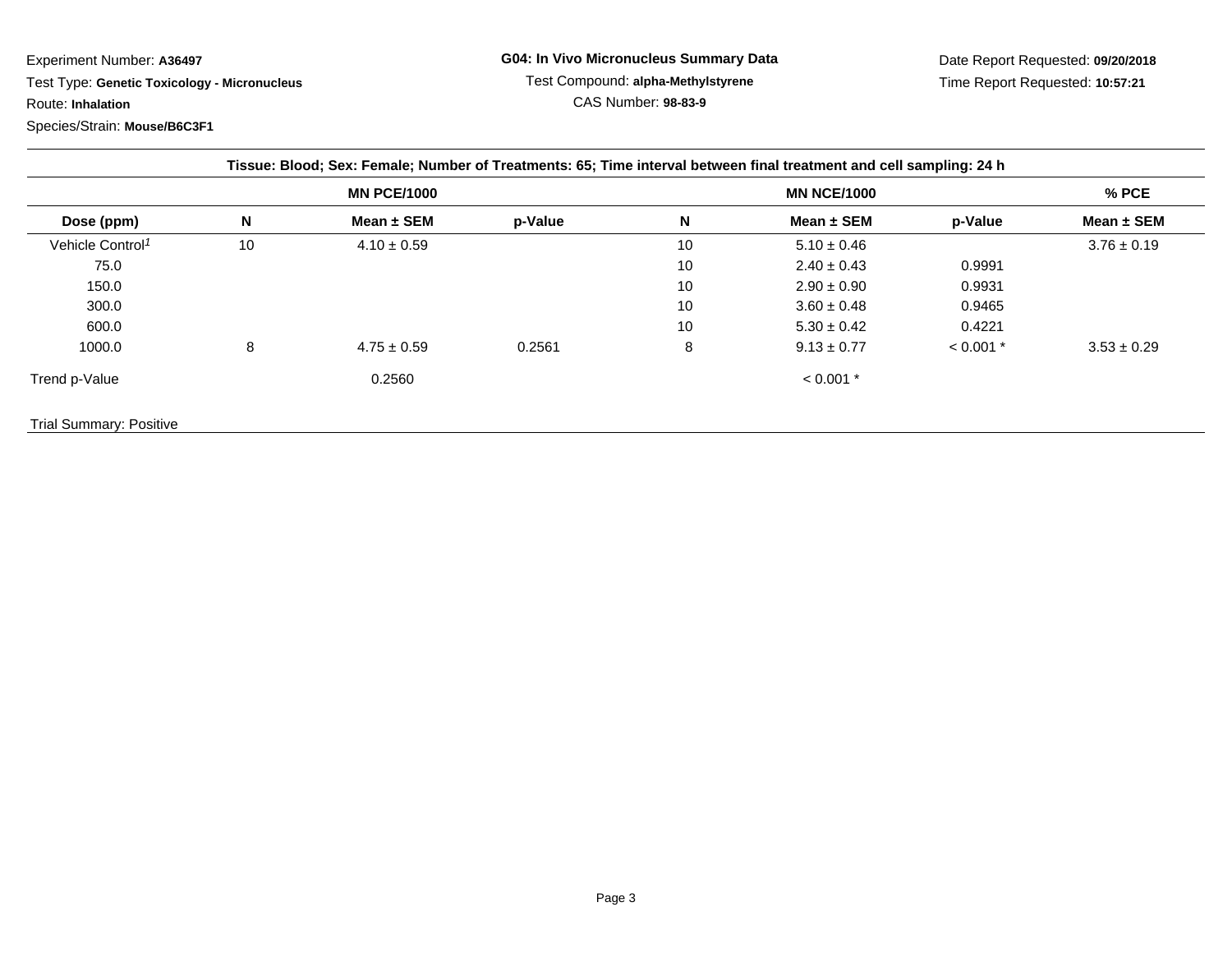Experiment Number: **A36497**

Test Type: **Genetic Toxicology - Micronucleus**

Route: **Inhalation**

Species/Strain: **Mouse/B6C3F1**

**G04: In Vivo Micronucleus Summary Data**

Test Compound: **alpha-Methylstyrene**

CAS Number: **98-83-9**

Date Report Requested: **09/20/2018**

Time Report Requested: **10:57:21**

**Tissue: Blood; Sex: Female; Number of Treatments: 65; Time interval between final treatment and cell sampling: 24 h**

| | MN PCE/1000 | | | MN NCE/1000 | | | % PCE |
|---|---|---|---|---|---|---|---|
| **Dose (ppm)** | **N** | **Mean ± SEM** | **p-Value** | **N** | **Mean ± SEM** | **p-Value** | **Mean ± SEM** |
| Vehicle Control[1] | 10 | 4.10 ± 0.59 | | 10 | 5.10 ± 0.46 | | 3.76 ± 0.19 |
| 75.0 | | | | 10 | 2.40 ± 0.43 | 0.9991 | |
| 150.0 | | | | 10 | 2.90 ± 0.90 | 0.9931 | |
| 300.0 | | | | 10 | 3.60 ± 0.48 | 0.9465 | |
| 600.0 | | | | 10 | 5.30 ± 0.42 | 0.4221 | |
| 1000.0 | 8 | 4.75 ± 0.59 | 0.2561 | 8 | 9.13 ± 0.77 | < 0.001 * | 3.53 ± 0.29 |
| Trend p-Value | | 0.2560 | | | < 0.001 * | | |

Trial Summary: Positive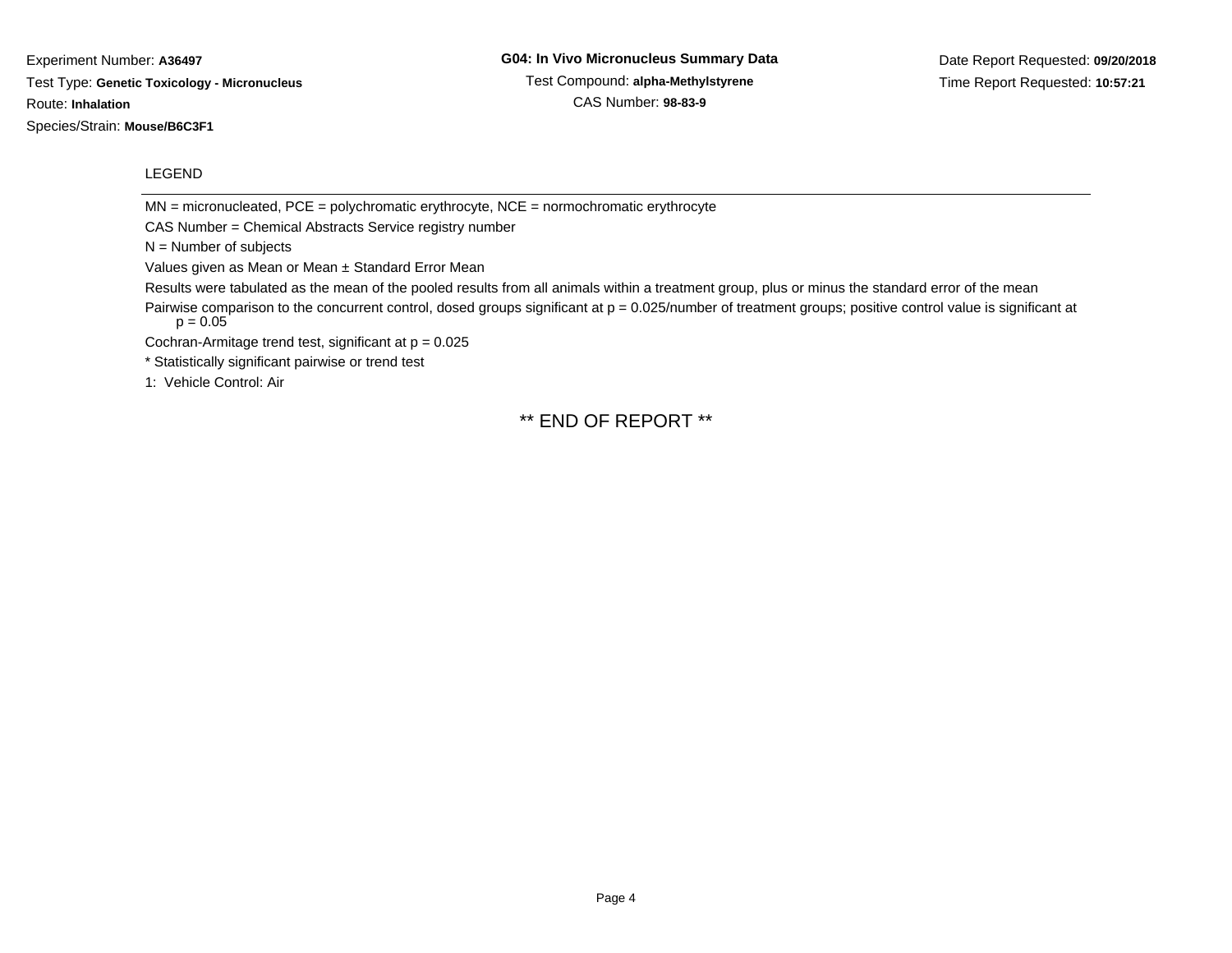Experiment Number: **A36497**

Test Type: **Genetic Toxicology - Micronucleus**

Route: **Inhalation**

Species/Strain: **Mouse/B6C3F1**

**G04: In Vivo Micronucleus Summary Data**

Test Compound: **alpha-Methylstyrene**

CAS Number: **98-83-9**

Date Report Requested: **09/20/2018**

Time Report Requested: **10:57:21**

LEGEND

MN = micronucleated, PCE = polychromatic erythrocyte, NCE = normochromatic erythrocyte

CAS Number = Chemical Abstracts Service registry number

N = Number of subjects

Values given as Mean or Mean ± Standard Error Mean

Results were tabulated as the mean of the pooled results from all animals within a treatment group, plus or minus the standard error of the mean

Pairwise comparison to the concurrent control, dosed groups significant at p = 0.025/number of treatment groups; positive control value is significant at p = 0.05

Cochran-Armitage trend test, significant at p = 0.025

* Statistically significant pairwise or trend test

1: Vehicle Control: Air

** END OF REPORT **